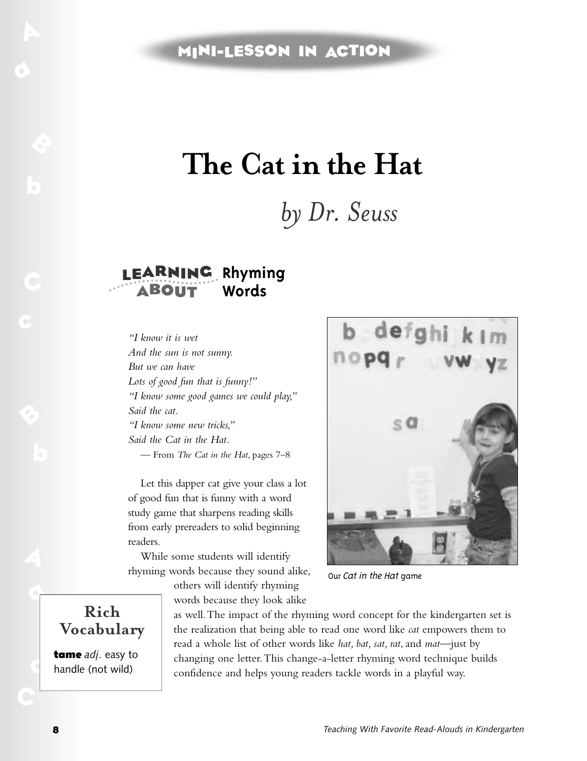MINI-LESSON IN ACTION

# The Cat in the Hat

## *by Dr. Seuss*

### LEARNING ABOUT Rhyming Words

*"I know it is wet*
*And the sun is not sunny.*
*But we can have*
*Lots of good fun that is funny!"*
*"I know some good games we could play,"*
*Said the cat.*
*"I know some new tricks,"*
*Said the Cat in the Hat.*
— From *The Cat in the Hat*, pages 7–8

Our *Cat in the Hat* game

Let this dapper cat give your class a lot of good fun that is funny with a word study game that sharpens reading skills from early prereaders to solid beginning readers.

While some students will identify rhyming words because they sound alike, others will identify rhyming words because they look alike as well. The impact of the rhyming word concept for the kindergarten set is the realization that being able to read one word like *cat* empowers them to read a whole list of other words like *hat, bat, sat, rat*, and *mat*—just by changing one letter. This change-a-letter rhyming word technique builds confidence and helps young readers tackle words in a playful way.

**Rich Vocabulary**

**tame** *adj*. easy to handle (not wild)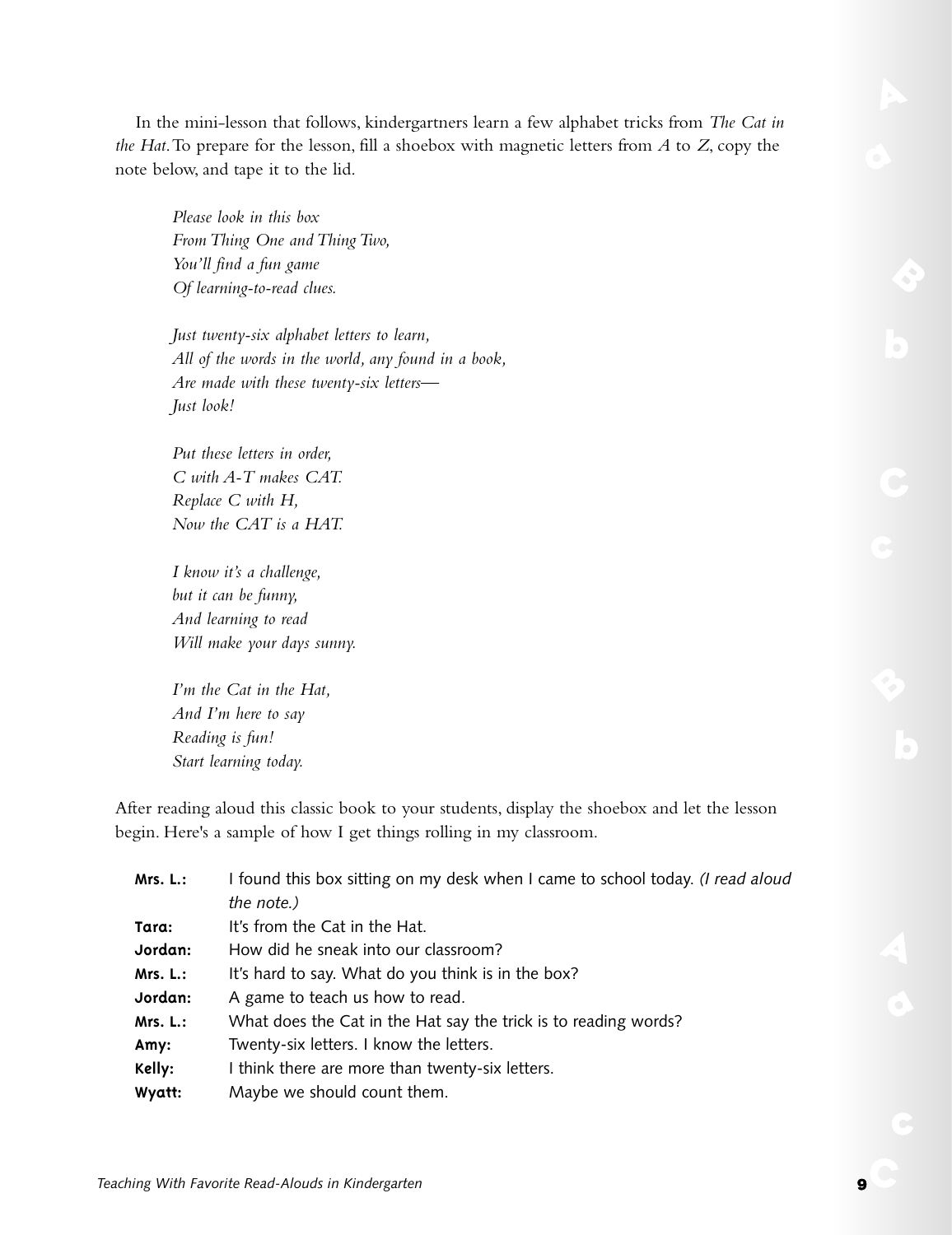In the mini-lesson that follows, kindergartners learn a few alphabet tricks from *The Cat in the Hat*. To prepare for the lesson, fill a shoebox with magnetic letters from *A* to *Z*, copy the note below, and tape it to the lid.

> *Please look in this box*
> *From Thing One and Thing Two,*
> *You'll find a fun game*
> *Of learning-to-read clues.*
>
> *Just twenty-six alphabet letters to learn,*
> *All of the words in the world, any found in a book,*
> *Are made with these twenty-six letters—*
> *Just look!*
>
> *Put these letters in order,*
> *C with A-T makes CAT.*
> *Replace C with H,*
> *Now the CAT is a HAT.*
>
> *I know it's a challenge,*
> *but it can be funny,*
> *And learning to read*
> *Will make your days sunny.*
>
> *I'm the Cat in the Hat,*
> *And I'm here to say*
> *Reading is fun!*
> *Start learning today.*

After reading aloud this classic book to your students, display the shoebox and let the lesson begin. Here's a sample of how I get things rolling in my classroom.

| | |
|---|---|
| **Mrs. L.:** | I found this box sitting on my desk when I came to school today. *(I read aloud the note.)* |
| **Tara:** | It's from the Cat in the Hat. |
| **Jordan:** | How did he sneak into our classroom? |
| **Mrs. L.:** | It's hard to say. What do you think is in the box? |
| **Jordan:** | A game to teach us how to read. |
| **Mrs. L.:** | What does the Cat in the Hat say the trick is to reading words? |
| **Amy:** | Twenty-six letters. I know the letters. |
| **Kelly:** | I think there are more than twenty-six letters. |
| **Wyatt:** | Maybe we should count them. |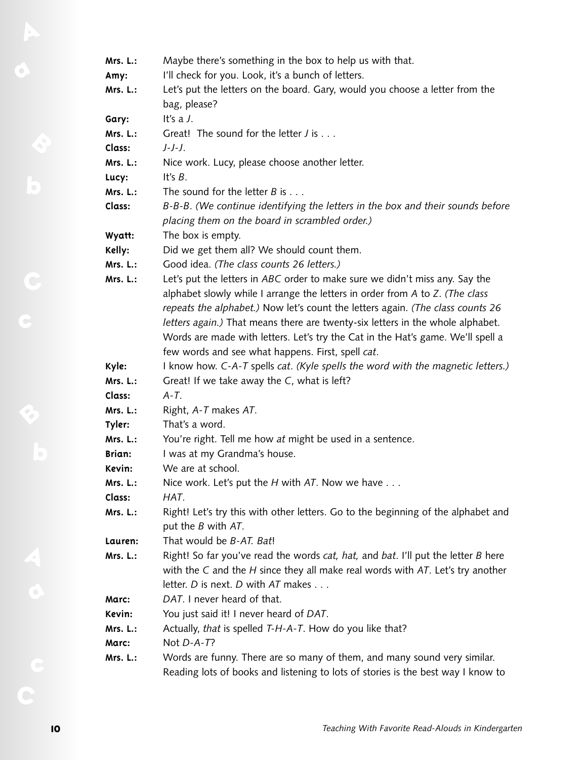**Mrs. L.:** Maybe there's something in the box to help us with that.

**Amy:** I'll check for you. Look, it's a bunch of letters.

**Mrs. L.:** Let's put the letters on the board. Gary, would you choose a letter from the bag, please?

**Gary:** It's a *J*.

**Mrs. L.:** Great! The sound for the letter *J* is . . .

**Class:** *J-J-J*.

**Mrs. L.:** Nice work. Lucy, please choose another letter.

**Lucy:** It's *B*.

**Mrs. L.:** The sound for the letter *B* is . . .

**Class:** *B-B-B*. *(We continue identifying the letters in the box and their sounds before placing them on the board in scrambled order.)*

**Wyatt:** The box is empty.

**Kelly:** Did we get them all? We should count them.

**Mrs. L.:** Good idea. *(The class counts 26 letters.)*

**Mrs. L.:** Let's put the letters in *ABC* order to make sure we didn't miss any. Say the alphabet slowly while I arrange the letters in order from *A* to *Z*. *(The class repeats the alphabet.)* Now let's count the letters again. *(The class counts 26 letters again.)* That means there are twenty-six letters in the whole alphabet. Words are made with letters. Let's try the Cat in the Hat's game. We'll spell a few words and see what happens. First, spell *cat*.

**Kyle:** I know how. *C-A-T* spells *cat*. *(Kyle spells the word with the magnetic letters.)*

**Mrs. L.:** Great! If we take away the *C*, what is left?

**Class:** *A-T*.

**Mrs. L.:** Right, *A-T* makes *AT*.

**Tyler:** That's a word.

**Mrs. L.:** You're right. Tell me how *at* might be used in a sentence.

**Brian:** I was at my Grandma's house.

**Kevin:** We are at school.

**Mrs. L.:** Nice work. Let's put the *H* with *AT*. Now we have . . .

**Class:** *HAT*.

**Mrs. L.:** Right! Let's try this with other letters. Go to the beginning of the alphabet and put the *B* with *AT*.

**Lauren:** That would be *B-AT*. *Bat*!

**Mrs. L.:** Right! So far you've read the words *cat, hat,* and *bat*. I'll put the letter *B* here with the *C* and the *H* since they all make real words with *AT*. Let's try another letter. *D* is next. *D* with *AT* makes . . .

**Marc:** *DAT*. I never heard of that.

**Kevin:** You just said it! I never heard of *DAT*.

**Mrs. L.:** Actually, *that* is spelled *T-H-A-T*. How do you like that?

**Marc:** Not *D-A-T*?

**Mrs. L.:** Words are funny. There are so many of them, and many sound very similar. Reading lots of books and listening to lots of stories is the best way I know to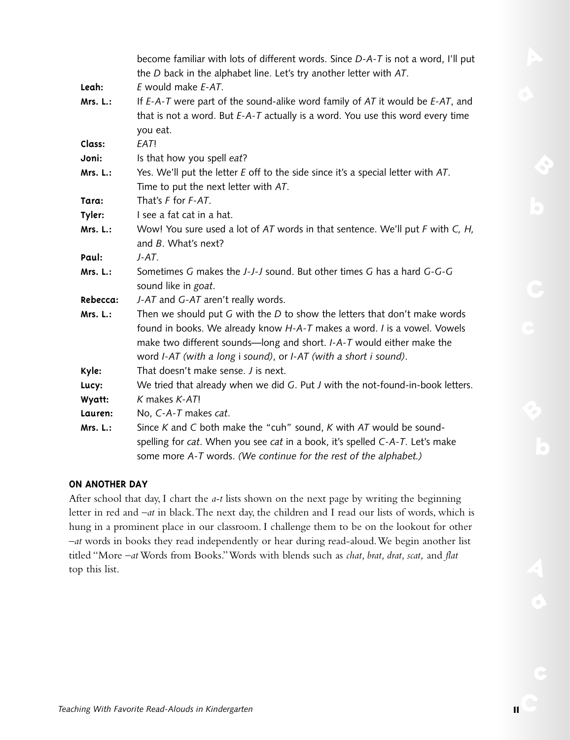become familiar with lots of different words. Since *D-A-T* is not a word, I'll put the *D* back in the alphabet line. Let's try another letter with *AT*.

**Leah:** *E* would make *E-AT*.

**Mrs. L.:** If *E-A-T* were part of the sound-alike word family of *AT* it would be *E-AT*, and that is not a word. But *E-A-T* actually is a word. You use this word every time you eat.

**Class:** *EAT*!

**Joni:** Is that how you spell *eat*?

**Mrs. L.:** Yes. We'll put the letter *E* off to the side since it's a special letter with *AT*. Time to put the next letter with *AT*.

**Tara:** That's *F* for *F-AT*.

**Tyler:** I see a fat cat in a hat.

**Mrs. L.:** Wow! You sure used a lot of *AT* words in that sentence. We'll put *F* with *C, H,* and *B*. What's next?

**Paul:** *J-AT*.

**Mrs. L.:** Sometimes *G* makes the *J-J-J* sound. But other times *G* has a hard *G-G-G* sound like in *goat*.

**Rebecca:** *J-AT* and *G-AT* aren't really words.

**Mrs. L.:** Then we should put *G* with the *D* to show the letters that don't make words found in books. We already know *H-A-T* makes a word. *I* is a vowel. Vowels make two different sounds—long and short. *I-A-T* would either make the word *I-AT (with a long* i *sound)*, or *I-AT (with a short i sound)*.

**Kyle:** That doesn't make sense. *J* is next.

**Lucy:** We tried that already when we did *G*. Put *J* with the not-found-in-book letters.

**Wyatt:** *K* makes *K-AT*!

**Lauren:** No, *C-A-T* makes *cat*.

**Mrs. L.:** Since *K* and *C* both make the "cuh" sound, *K* with *AT* would be sound-spelling for *cat*. When you see *cat* in a book, it's spelled *C-A-T*. Let's make some more *A-T* words. *(We continue for the rest of the alphabet.)*

### ON ANOTHER DAY

After school that day, I chart the *a-t* lists shown on the next page by writing the beginning letter in red and *–at* in black. The next day, the children and I read our lists of words, which is hung in a prominent place in our classroom. I challenge them to be on the lookout for other *–at* words in books they read independently or hear during read-aloud. We begin another list titled "More *–at* Words from Books." Words with blends such as *chat, brat, drat, scat,* and *flat* top this list.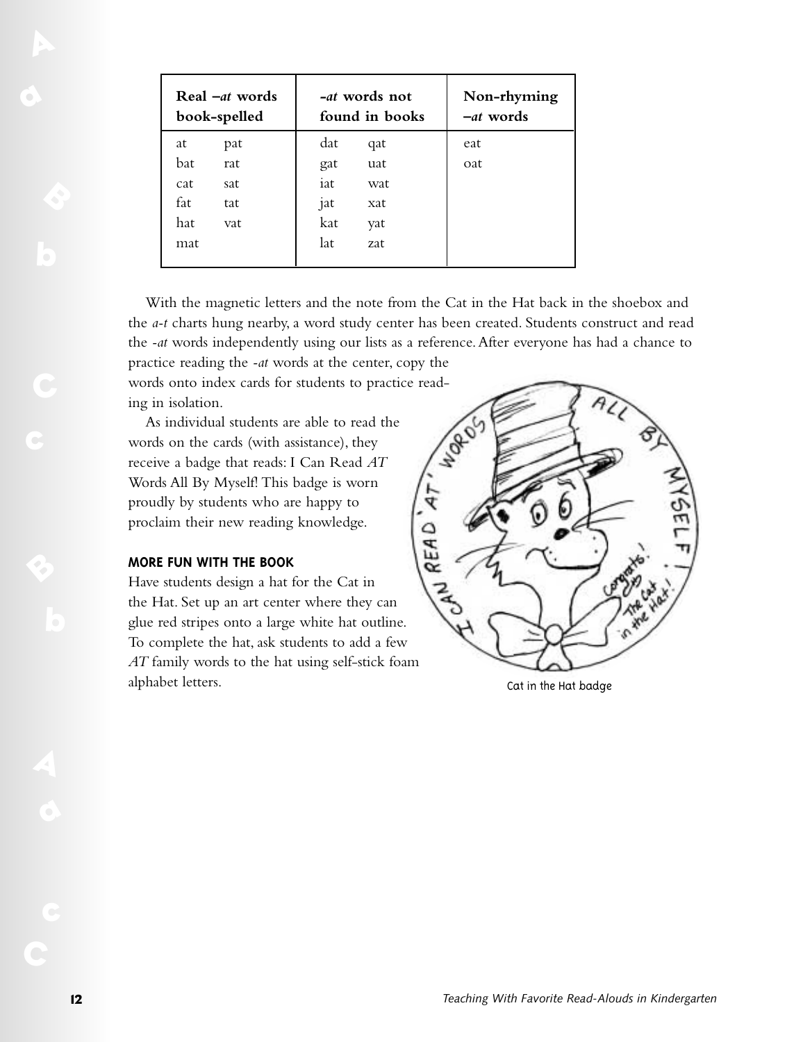| Real –*at* words book-spelled | | -*at* words not found in books | | Non-rhyming –*at* words |
|---|---|---|---|---|
| at | pat | dat | qat | eat |
| bat | rat | gat | uat | oat |
| cat | sat | iat | wat | |
| fat | tat | jat | xat | |
| hat | vat | kat | yat | |
| mat | | lat | zat | |

With the magnetic letters and the note from the Cat in the Hat back in the shoebox and the *a-t* charts hung nearby, a word study center has been created. Students construct and read the *-at* words independently using our lists as a reference. After everyone has had a chance to practice reading the *-at* words at the center, copy the words onto index cards for students to practice reading in isolation.

As individual students are able to read the words on the cards (with assistance), they receive a badge that reads: I Can Read *AT* Words All By Myself! This badge is worn proudly by students who are happy to proclaim their new reading knowledge.

### MORE FUN WITH THE BOOK

Have students design a hat for the Cat in the Hat. Set up an art center where they can glue red stripes onto a large white hat outline. To complete the hat, ask students to add a few *AT* family words to the hat using self-stick foam alphabet letters.

I CAN READ 'AT' WORDS ALL BY MYSELF!

Congrats! The Cat in the Hat!

Cat in the Hat badge